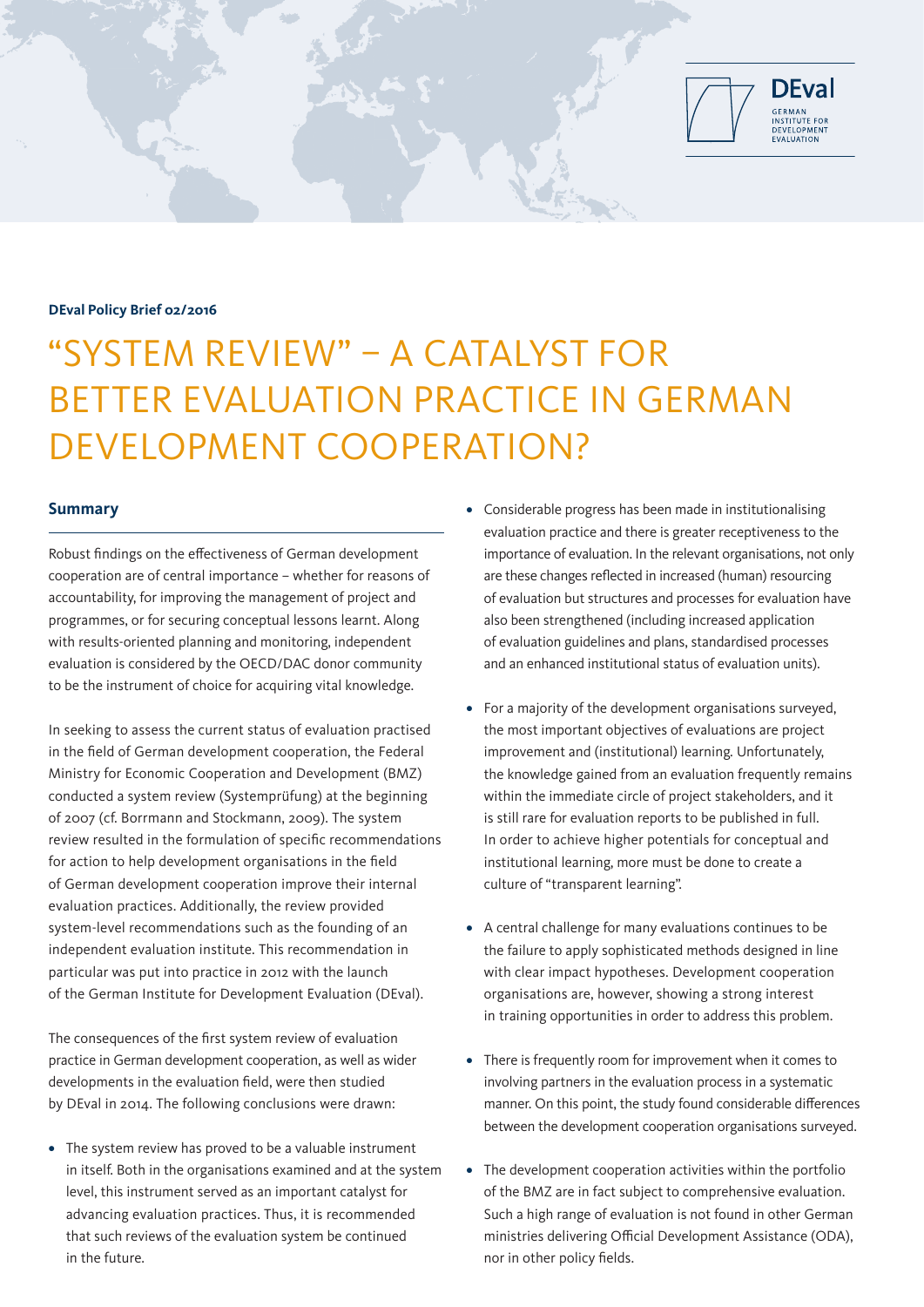DEval Policy Brief 02/2016

# "SYSTEM REVIEW" – A CATALYST FOR BETTER EVALUATION PRACTICE IN GERMAN DEVELOPMENT COOPERATION?

## Summary

Robust findings on the effectiveness of German development cooperation are of central importance – whether for reasons of accountability, for improving the management of project and programmes, or for securing conceptual lessons learnt. Along with results-oriented planning and monitoring, independent evaluation is considered by the OECD/DAC donor community to be the instrument of choice for acquiring vital knowledge.

In seeking to assess the current status of evaluation practised in the field of German development cooperation, the Federal Ministry for Economic Cooperation and Development (BMZ) conducted a system review (Systemprüfung) at the beginning of 2007 (cf. Borrmann and Stockmann, 2009). The system review resulted in the formulation of specific recommendations for action to help development organisations in the field of German development cooperation improve their internal evaluation practices. Additionally, the review provided system-level recommendations such as the founding of an independent evaluation institute. This recommendation in particular was put into practice in 2012 with the launch of the German Institute for Development Evaluation (DEval).

The consequences of the first system review of evaluation practice in German development cooperation, as well as wider developments in the evaluation field, were then studied by DEval in 2014. The following conclusions were drawn:

- The system review has proved to be a valuable instrument in itself. Both in the organisations examined and at the system level, this instrument served as an important catalyst for advancing evaluation practices. Thus, it is recommended that such reviews of the evaluation system be continued in the future.
- Considerable progress has been made in institutionalising evaluation practice and there is greater receptiveness to the importance of evaluation. In the relevant organisations, not only are these changes reflected in increased (human) resourcing of evaluation but structures and processes for evaluation have also been strengthened (including increased application of evaluation guidelines and plans, standardised processes and an enhanced institutional status of evaluation units).
- For a majority of the development organisations surveyed, the most important objectives of evaluations are project improvement and (institutional) learning. Unfortunately, the knowledge gained from an evaluation frequently remains within the immediate circle of project stakeholders, and it is still rare for evaluation reports to be published in full. In order to achieve higher potentials for conceptual and institutional learning, more must be done to create a culture of "transparent learning".
- A central challenge for many evaluations continues to be the failure to apply sophisticated methods designed in line with clear impact hypotheses. Development cooperation organisations are, however, showing a strong interest in training opportunities in order to address this problem.
- There is frequently room for improvement when it comes to involving partners in the evaluation process in a systematic manner. On this point, the study found considerable differences between the development cooperation organisations surveyed.
- The development cooperation activities within the portfolio of the BMZ are in fact subject to comprehensive evaluation. Such a high range of evaluation is not found in other German ministries delivering Official Development Assistance (ODA), nor in other policy fields.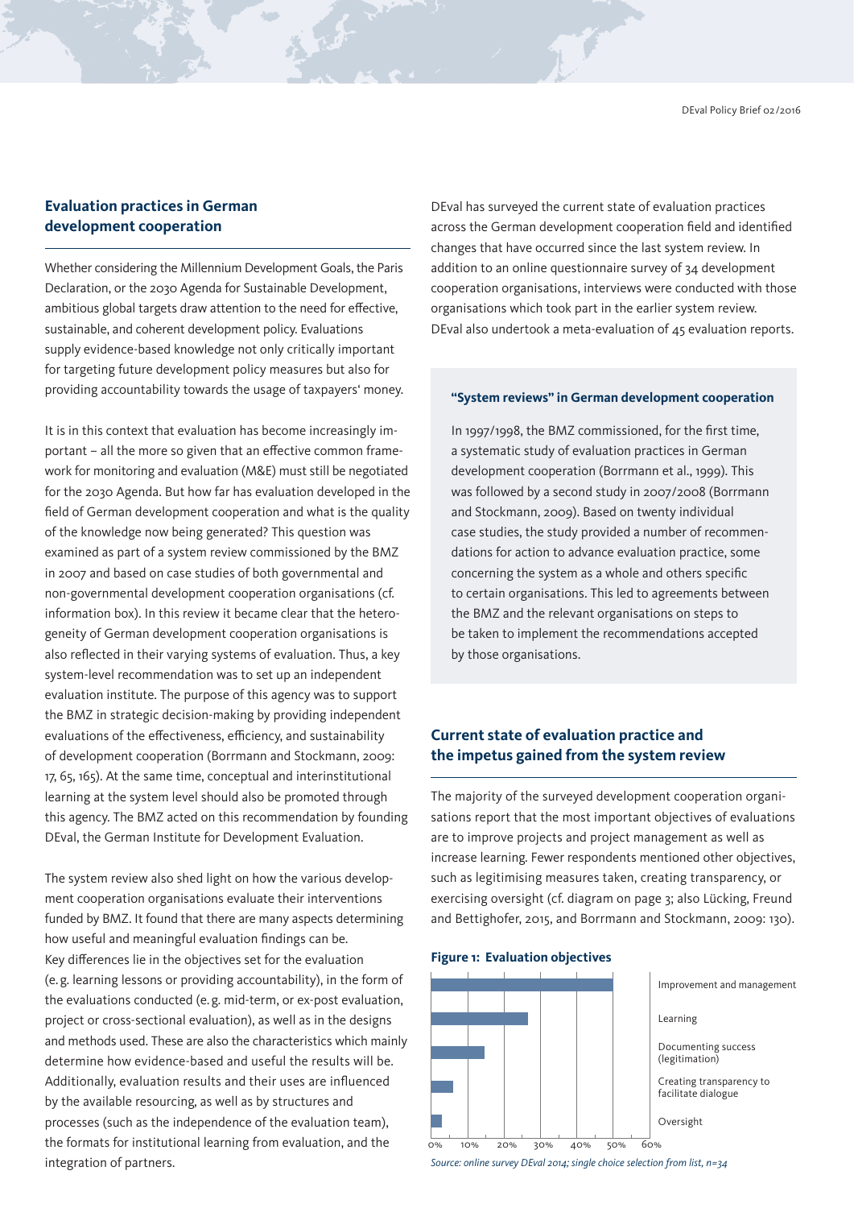## Evaluation practices in German development cooperation

Whether considering the Millennium Development Goals, the Paris Declaration, or the 2030 Agenda for Sustainable Development, ambitious global targets draw attention to the need for effective, sustainable, and coherent development policy. Evaluations supply evidence-based knowledge not only critically important for targeting future development policy measures but also for providing accountability towards the usage of taxpayers' money.

It is in this context that evaluation has become increasingly important – all the more so given that an effective common framework for monitoring and evaluation (M&E) must still be negotiated for the 2030 Agenda. But how far has evaluation developed in the field of German development cooperation and what is the quality of the knowledge now being generated? This question was examined as part of a system review commissioned by the BMZ in 2007 and based on case studies of both governmental and non-governmental development cooperation organisations (cf. information box). In this review it became clear that the heterogeneity of German development cooperation organisations is also reflected in their varying systems of evaluation. Thus, a key system-level recommendation was to set up an independent evaluation institute. The purpose of this agency was to support the BMZ in strategic decision-making by providing independent evaluations of the effectiveness, efficiency, and sustainability of development cooperation (Borrmann and Stockmann, 2009: 17, 65, 165). At the same time, conceptual and interinstitutional learning at the system level should also be promoted through this agency. The BMZ acted on this recommendation by founding DEval, the German Institute for Development Evaluation.

The system review also shed light on how the various development cooperation organisations evaluate their interventions funded by BMZ. It found that there are many aspects determining how useful and meaningful evaluation findings can be. Key differences lie in the objectives set for the evaluation (e. g. learning lessons or providing accountability), in the form of the evaluations conducted (e. g. mid-term, or ex-post evaluation, project or cross-sectional evaluation), as well as in the designs and methods used. These are also the characteristics which mainly determine how evidence-based and useful the results will be. Additionally, evaluation results and their uses are influenced by the available resourcing, as well as by structures and processes (such as the independence of the evaluation team), the formats for institutional learning from evaluation, and the integration of partners.

DEval has surveyed the current state of evaluation practices across the German development cooperation field and identified changes that have occurred since the last system review. In addition to an online questionnaire survey of 34 development cooperation organisations, interviews were conducted with those organisations which took part in the earlier system review. DEval also undertook a meta-evaluation of 45 evaluation reports.

> **"System reviews" in German development cooperation**
>
> In 1997/1998, the BMZ commissioned, for the first time, a systematic study of evaluation practices in German development cooperation (Borrmann et al., 1999). This was followed by a second study in 2007/2008 (Borrmann and Stockmann, 2009). Based on twenty individual case studies, the study provided a number of recommendations for action to advance evaluation practice, some concerning the system as a whole and others specific to certain organisations. This led to agreements between the BMZ and the relevant organisations on steps to be taken to implement the recommendations accepted by those organisations.

## Current state of evaluation practice and the impetus gained from the system review

The majority of the surveyed development cooperation organisations report that the most important objectives of evaluations are to improve projects and project management as well as increase learning. Fewer respondents mentioned other objectives, such as legitimising measures taken, creating transparency, or exercising oversight (cf. diagram on page 3; also Lücking, Freund and Bettighofer, 2015, and Borrmann and Stockmann, 2009: 130).

**Figure 1: Evaluation objectives**

Improvement and management; Learning; Documenting success (legitimation); Creating transparency to facilitate dialogue; Oversight (horizontal bar chart, axis 0%–60%)

*Source: online survey DEval 2014; single choice selection from list, n=34*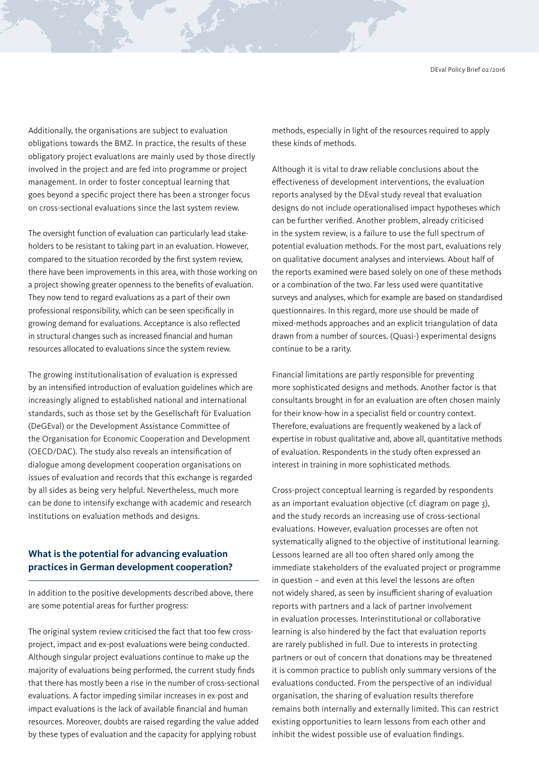Additionally, the organisations are subject to evaluation obligations towards the BMZ. In practice, the results of these obligatory project evaluations are mainly used by those directly involved in the project and are fed into programme or project management. In order to foster conceptual learning that goes beyond a specific project there has been a stronger focus on cross-sectional evaluations since the last system review.

The oversight function of evaluation can particularly lead stakeholders to be resistant to taking part in an evaluation. However, compared to the situation recorded by the first system review, there have been improvements in this area, with those working on a project showing greater openness to the benefits of evaluation. They now tend to regard evaluations as a part of their own professional responsibility, which can be seen specifically in growing demand for evaluations. Acceptance is also reflected in structural changes such as increased financial and human resources allocated to evaluations since the system review.

The growing institutionalisation of evaluation is expressed by an intensified introduction of evaluation guidelines which are increasingly aligned to established national and international standards, such as those set by the Gesellschaft für Evaluation (DeGEval) or the Development Assistance Committee of the Organisation for Economic Cooperation and Development (OECD/DAC). The study also reveals an intensification of dialogue among development cooperation organisations on issues of evaluation and records that this exchange is regarded by all sides as being very helpful. Nevertheless, much more can be done to intensify exchange with academic and research institutions on evaluation methods and designs.

## What is the potential for advancing evaluation practices in German development cooperation?

In addition to the positive developments described above, there are some potential areas for further progress:

The original system review criticised the fact that too few cross-project, impact and ex-post evaluations were being conducted. Although singular project evaluations continue to make up the majority of evaluations being performed, the current study finds that there has mostly been a rise in the number of cross-sectional evaluations. A factor impeding similar increases in ex-post and impact evaluations is the lack of available financial and human resources. Moreover, doubts are raised regarding the value added by these types of evaluation and the capacity for applying robust methods, especially in light of the resources required to apply these kinds of methods.

Although it is vital to draw reliable conclusions about the effectiveness of development interventions, the evaluation reports analysed by the DEval study reveal that evaluation designs do not include operationalised impact hypotheses which can be further verified. Another problem, already criticised in the system review, is a failure to use the full spectrum of potential evaluation methods. For the most part, evaluations rely on qualitative document analyses and interviews. About half of the reports examined were based solely on one of these methods or a combination of the two. Far less used were quantitative surveys and analyses, which for example are based on standardised questionnaires. In this regard, more use should be made of mixed-methods approaches and an explicit triangulation of data drawn from a number of sources. (Quasi-) experimental designs continue to be a rarity.

Financial limitations are partly responsible for preventing more sophisticated designs and methods. Another factor is that consultants brought in for an evaluation are often chosen mainly for their know-how in a specialist field or country context. Therefore, evaluations are frequently weakened by a lack of expertise in robust qualitative and, above all, quantitative methods of evaluation. Respondents in the study often expressed an interest in training in more sophisticated methods.

Cross-project conceptual learning is regarded by respondents as an important evaluation objective (cf. diagram on page 3), and the study records an increasing use of cross-sectional evaluations. However, evaluation processes are often not systematically aligned to the objective of institutional learning. Lessons learned are all too often shared only among the immediate stakeholders of the evaluated project or programme in question – and even at this level the lessons are often not widely shared, as seen by insufficient sharing of evaluation reports with partners and a lack of partner involvement in evaluation processes. Interinstitutional or collaborative learning is also hindered by the fact that evaluation reports are rarely published in full. Due to interests in protecting partners or out of concern that donations may be threatened it is common practice to publish only summary versions of the evaluations conducted. From the perspective of an individual organisation, the sharing of evaluation results therefore remains both internally and externally limited. This can restrict existing opportunities to learn lessons from each other and inhibit the widest possible use of evaluation findings.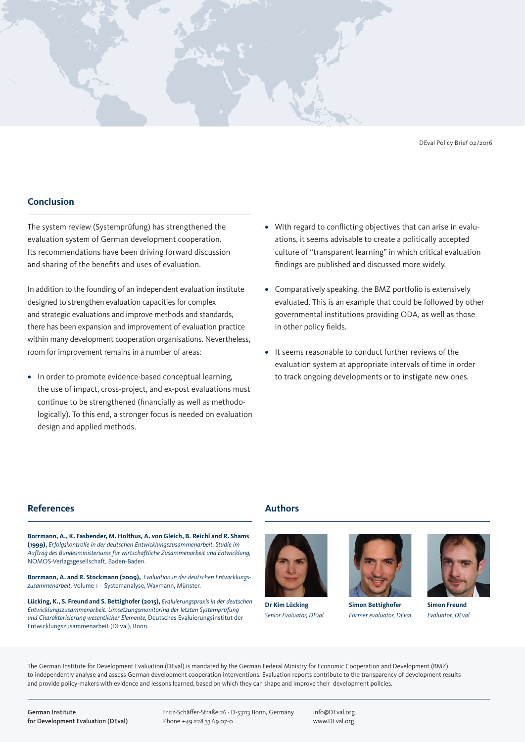## Conclusion

The system review (Systemprüfung) has strengthened the evaluation system of German development cooperation. Its recommendations have been driving forward discussion and sharing of the benefits and uses of evaluation.

In addition to the founding of an independent evaluation institute designed to strengthen evaluation capacities for complex and strategic evaluations and improve methods and standards, there has been expansion and improvement of evaluation practice within many development cooperation organisations. Nevertheless, room for improvement remains in a number of areas:

- In order to promote evidence-based conceptual learning, the use of impact, cross-project, and ex-post evaluations must continue to be strengthened (financially as well as methodologically). To this end, a stronger focus is needed on evaluation design and applied methods.
- With regard to conflicting objectives that can arise in evaluations, it seems advisable to create a politically accepted culture of "transparent learning" in which critical evaluation findings are published and discussed more widely.
- Comparatively speaking, the BMZ portfolio is extensively evaluated. This is an example that could be followed by other governmental institutions providing ODA, as well as those in other policy fields.
- It seems reasonable to conduct further reviews of the evaluation system at appropriate intervals of time in order to track ongoing developments or to instigate new ones.

## References

**Borrmann, A., K. Fasbender, M. Holthus, A. von Gleich, B. Reichl and R. Shams (1999),** *Erfolgskontrolle in der deutschen Entwicklungszusammenarbeit. Studie im Auftrag des Bundesministeriums für wirtschaftliche Zusammenarbeit und Entwicklung,* NOMOS-Verlagsgesellschaft, Baden-Baden.

**Borrmann, A. and R. Stockmann (2009),** *Evaluation in der deutschen Entwicklungszusammenarbeit,* Volume 1 – Systemanalyse, Waxmann, Münster.

**Lücking, K., S. Freund and S. Bettighofer (2015),** *Evaluierungspraxis in der deutschen Entwicklungszusammenarbeit. Umsetzungsmonitoring der letzten Systemprüfung und Charakterisierung wesentlicher Elemente,* Deutsches Evaluierungsinstitut der Entwicklungszusammenarbeit (DEval), Bonn.

## Authors

**Dr Kim Lücking**
*Senior Evaluator, DEval*

**Simon Bettighofer**
*Former evaluator, DEval*

**Simon Freund**
*Evaluator, DEval*

The German Institute for Development Evaluation (DEval) is mandated by the German Federal Ministry for Economic Cooperation and Development (BMZ) to independently analyse and assess German development cooperation interventions. Evaluation reports contribute to the transparency of development results and provide policy-makers with evidence and lessons learned, based on which they can shape and improve their development policies.

**German Institute for Development Evaluation (DEval)**

Fritz-Schäffer-Straße 26 · D-53113 Bonn, Germany
Phone +49 228 33 69 07-0

info@DEval.org
www.DEval.org